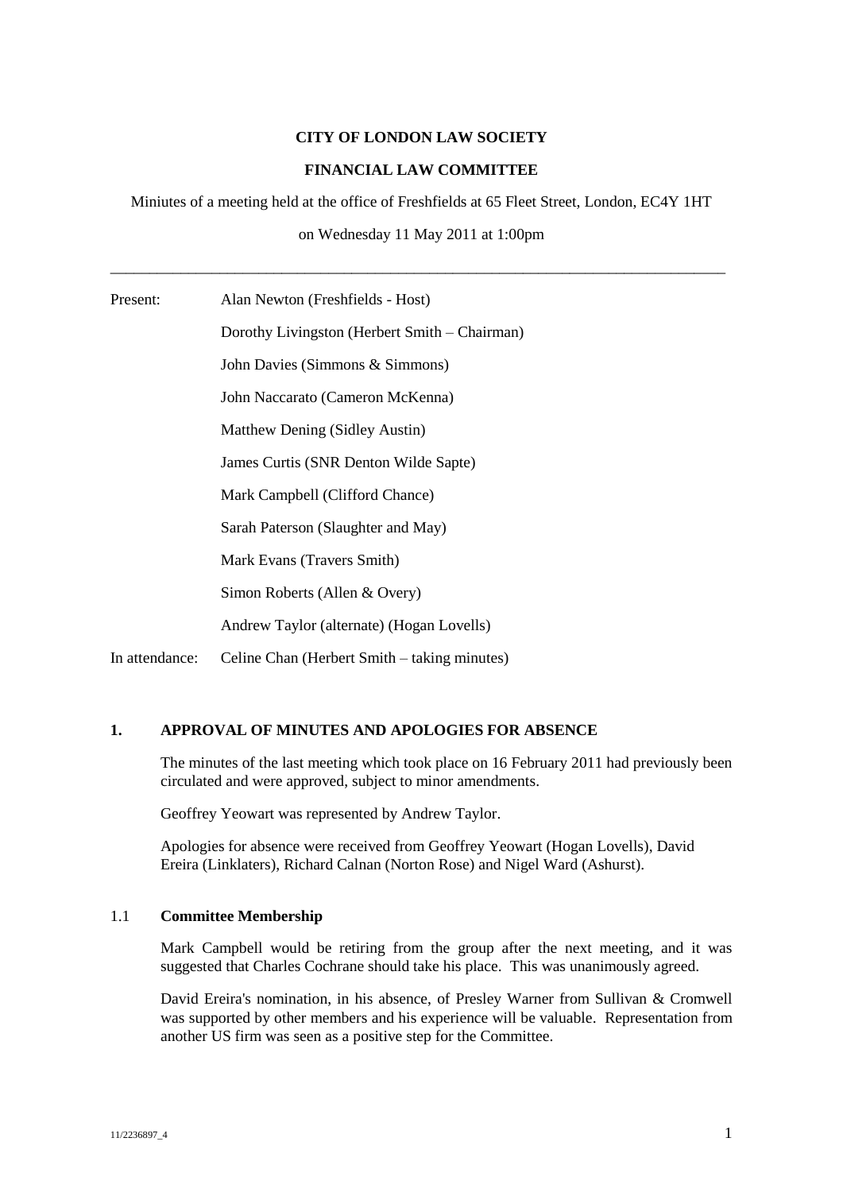**CITY OF LONDON LAW SOCIETY**

**FINANCIAL LAW COMMITTEE**

Miniutes of a meeting held at the office of Freshfields at 65 Fleet Street, London, EC4Y 1HT

on Wednesday 11 May 2011 at 1:00pm

---

| | |
|---|---|
| Present: | Alan Newton (Freshfields - Host) |
| | Dorothy Livingston (Herbert Smith – Chairman) |
| | John Davies (Simmons & Simmons) |
| | John Naccarato (Cameron McKenna) |
| | Matthew Dening (Sidley Austin) |
| | James Curtis (SNR Denton Wilde Sapte) |
| | Mark Campbell (Clifford Chance) |
| | Sarah Paterson (Slaughter and May) |
| | Mark Evans (Travers Smith) |
| | Simon Roberts (Allen & Overy) |
| | Andrew Taylor (alternate) (Hogan Lovells) |
| In attendance: | Celine Chan (Herbert Smith – taking minutes) |

## 1. APPROVAL OF MINUTES AND APOLOGIES FOR ABSENCE

The minutes of the last meeting which took place on 16 February 2011 had previously been circulated and were approved, subject to minor amendments.

Geoffrey Yeowart was represented by Andrew Taylor.

Apologies for absence were received from Geoffrey Yeowart (Hogan Lovells), David Ereira (Linklaters), Richard Calnan (Norton Rose) and Nigel Ward (Ashurst).

### 1.1 Committee Membership

Mark Campbell would be retiring from the group after the next meeting, and it was suggested that Charles Cochrane should take his place. This was unanimously agreed.

David Ereira's nomination, in his absence, of Presley Warner from Sullivan & Cromwell was supported by other members and his experience will be valuable. Representation from another US firm was seen as a positive step for the Committee.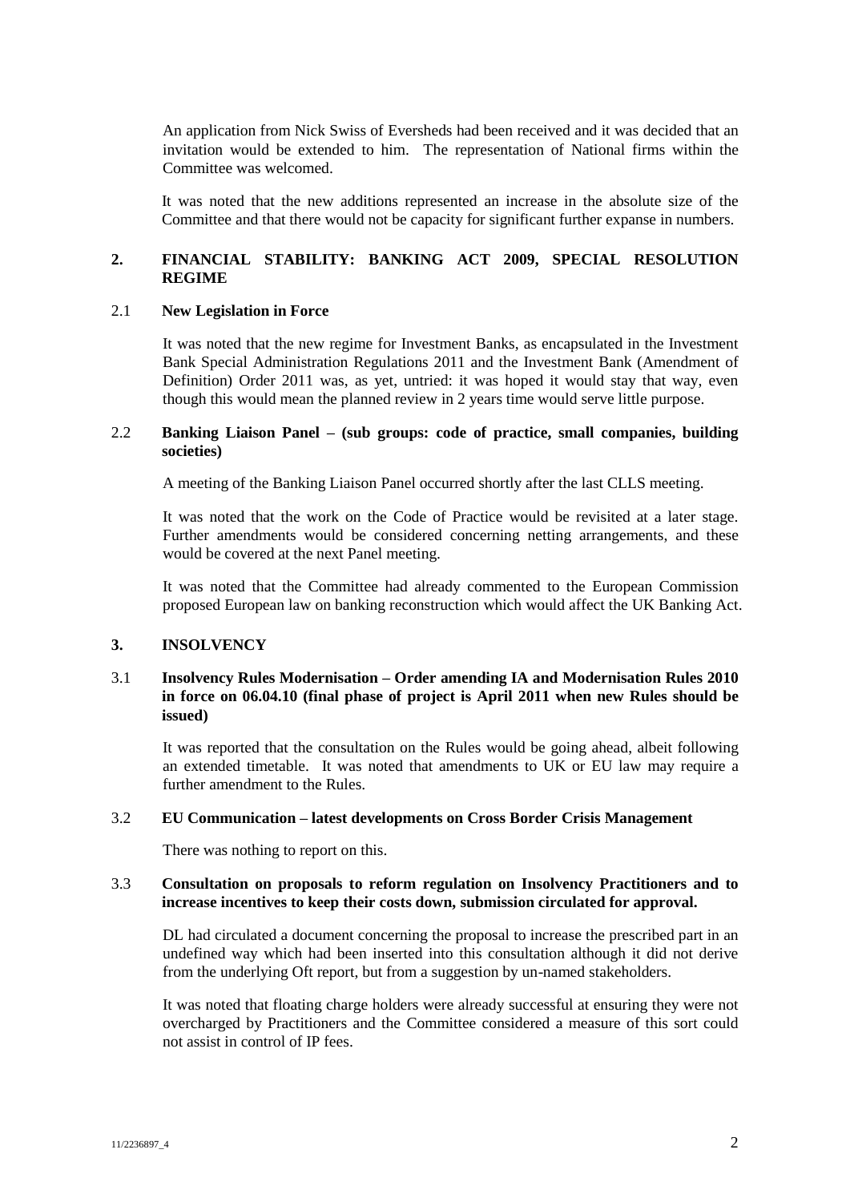An application from Nick Swiss of Eversheds had been received and it was decided that an invitation would be extended to him. The representation of National firms within the Committee was welcomed.

It was noted that the new additions represented an increase in the absolute size of the Committee and that there would not be capacity for significant further expanse in numbers.

## 2. FINANCIAL STABILITY: BANKING ACT 2009, SPECIAL RESOLUTION REGIME

### 2.1 New Legislation in Force

It was noted that the new regime for Investment Banks, as encapsulated in the Investment Bank Special Administration Regulations 2011 and the Investment Bank (Amendment of Definition) Order 2011 was, as yet, untried: it was hoped it would stay that way, even though this would mean the planned review in 2 years time would serve little purpose.

### 2.2 Banking Liaison Panel – (sub groups: code of practice, small companies, building societies)

A meeting of the Banking Liaison Panel occurred shortly after the last CLLS meeting.

It was noted that the work on the Code of Practice would be revisited at a later stage. Further amendments would be considered concerning netting arrangements, and these would be covered at the next Panel meeting.

It was noted that the Committee had already commented to the European Commission proposed European law on banking reconstruction which would affect the UK Banking Act.

## 3. INSOLVENCY

### 3.1 Insolvency Rules Modernisation – Order amending IA and Modernisation Rules 2010 in force on 06.04.10 (final phase of project is April 2011 when new Rules should be issued)

It was reported that the consultation on the Rules would be going ahead, albeit following an extended timetable. It was noted that amendments to UK or EU law may require a further amendment to the Rules.

### 3.2 EU Communication – latest developments on Cross Border Crisis Management

There was nothing to report on this.

### 3.3 Consultation on proposals to reform regulation on Insolvency Practitioners and to increase incentives to keep their costs down, submission circulated for approval.

DL had circulated a document concerning the proposal to increase the prescribed part in an undefined way which had been inserted into this consultation although it did not derive from the underlying Oft report, but from a suggestion by un-named stakeholders.

It was noted that floating charge holders were already successful at ensuring they were not overcharged by Practitioners and the Committee considered a measure of this sort could not assist in control of IP fees.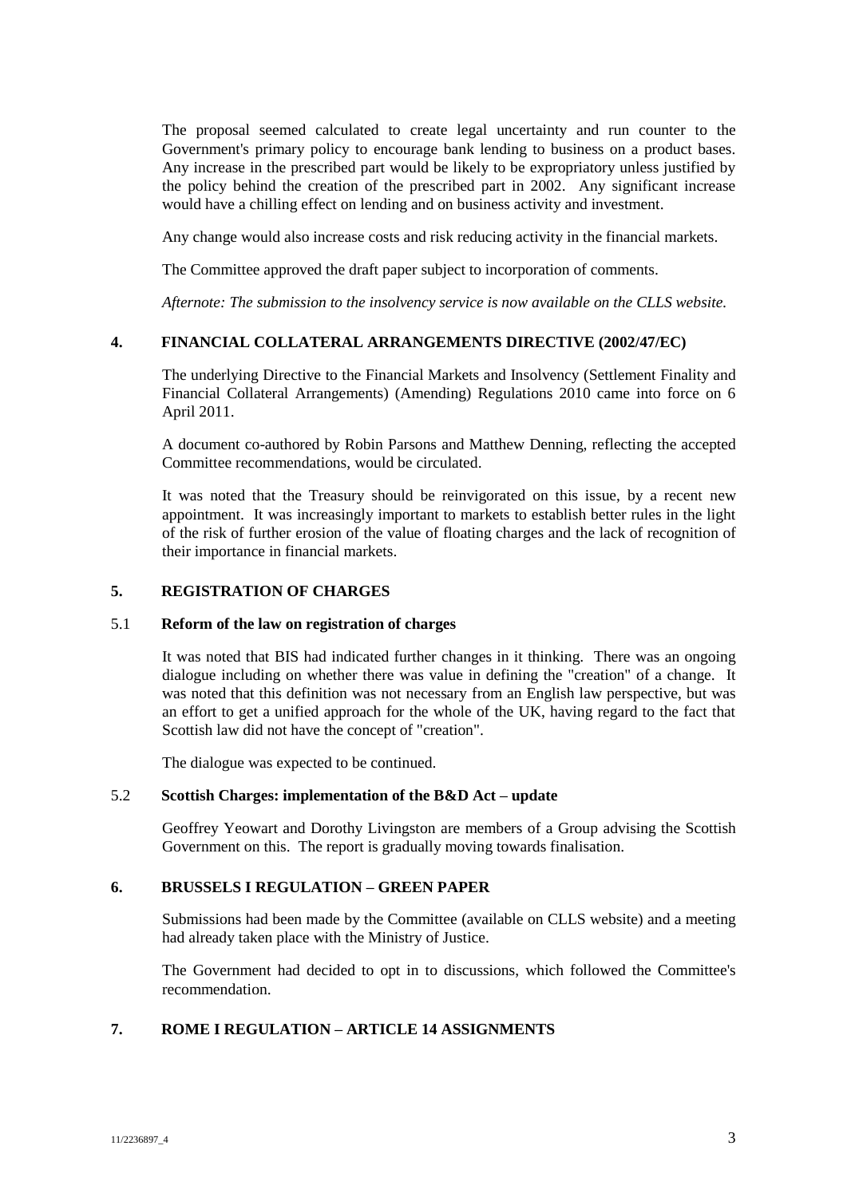The proposal seemed calculated to create legal uncertainty and run counter to the Government's primary policy to encourage bank lending to business on a product bases. Any increase in the prescribed part would be likely to be expropriatory unless justified by the policy behind the creation of the prescribed part in 2002. Any significant increase would have a chilling effect on lending and on business activity and investment.

Any change would also increase costs and risk reducing activity in the financial markets.

The Committee approved the draft paper subject to incorporation of comments.

*Afternote: The submission to the insolvency service is now available on the CLLS website.*

## 4. FINANCIAL COLLATERAL ARRANGEMENTS DIRECTIVE (2002/47/EC)

The underlying Directive to the Financial Markets and Insolvency (Settlement Finality and Financial Collateral Arrangements) (Amending) Regulations 2010 came into force on 6 April 2011.

A document co-authored by Robin Parsons and Matthew Denning, reflecting the accepted Committee recommendations, would be circulated.

It was noted that the Treasury should be reinvigorated on this issue, by a recent new appointment. It was increasingly important to markets to establish better rules in the light of the risk of further erosion of the value of floating charges and the lack of recognition of their importance in financial markets.

## 5. REGISTRATION OF CHARGES

### 5.1 Reform of the law on registration of charges

It was noted that BIS had indicated further changes in it thinking. There was an ongoing dialogue including on whether there was value in defining the "creation" of a change. It was noted that this definition was not necessary from an English law perspective, but was an effort to get a unified approach for the whole of the UK, having regard to the fact that Scottish law did not have the concept of "creation".

The dialogue was expected to be continued.

### 5.2 Scottish Charges: implementation of the B&D Act – update

Geoffrey Yeowart and Dorothy Livingston are members of a Group advising the Scottish Government on this. The report is gradually moving towards finalisation.

## 6. BRUSSELS I REGULATION – GREEN PAPER

Submissions had been made by the Committee (available on CLLS website) and a meeting had already taken place with the Ministry of Justice.

The Government had decided to opt in to discussions, which followed the Committee's recommendation.

## 7. ROME I REGULATION – ARTICLE 14 ASSIGNMENTS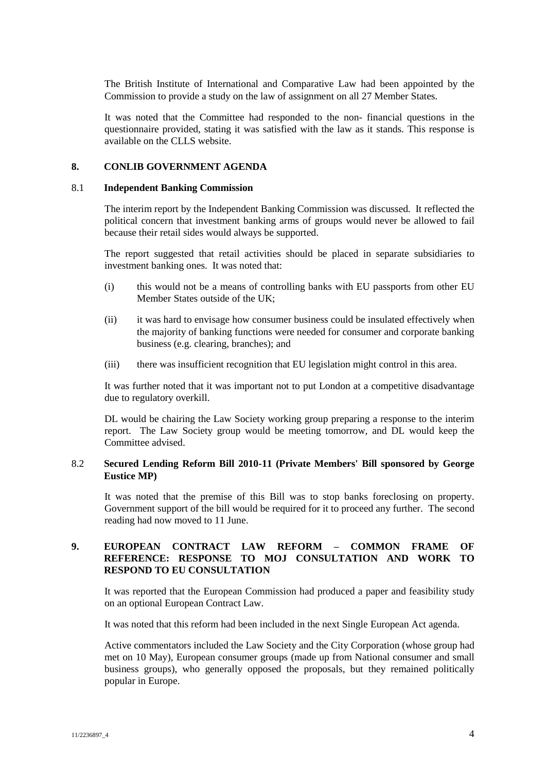The British Institute of International and Comparative Law had been appointed by the Commission to provide a study on the law of assignment on all 27 Member States.

It was noted that the Committee had responded to the non- financial questions in the questionnaire provided, stating it was satisfied with the law as it stands. This response is available on the CLLS website.

## 8. CONLIB GOVERNMENT AGENDA

### 8.1 Independent Banking Commission

The interim report by the Independent Banking Commission was discussed. It reflected the political concern that investment banking arms of groups would never be allowed to fail because their retail sides would always be supported.

The report suggested that retail activities should be placed in separate subsidiaries to investment banking ones. It was noted that:

(i) this would not be a means of controlling banks with EU passports from other EU Member States outside of the UK;

(ii) it was hard to envisage how consumer business could be insulated effectively when the majority of banking functions were needed for consumer and corporate banking business (e.g. clearing, branches); and

(iii) there was insufficient recognition that EU legislation might control in this area.

It was further noted that it was important not to put London at a competitive disadvantage due to regulatory overkill.

DL would be chairing the Law Society working group preparing a response to the interim report. The Law Society group would be meeting tomorrow, and DL would keep the Committee advised.

### 8.2 Secured Lending Reform Bill 2010-11 (Private Members' Bill sponsored by George Eustice MP)

It was noted that the premise of this Bill was to stop banks foreclosing on property. Government support of the bill would be required for it to proceed any further. The second reading had now moved to 11 June.

## 9. EUROPEAN CONTRACT LAW REFORM – COMMON FRAME OF REFERENCE: RESPONSE TO MOJ CONSULTATION AND WORK TO RESPOND TO EU CONSULTATION

It was reported that the European Commission had produced a paper and feasibility study on an optional European Contract Law.

It was noted that this reform had been included in the next Single European Act agenda.

Active commentators included the Law Society and the City Corporation (whose group had met on 10 May), European consumer groups (made up from National consumer and small business groups), who generally opposed the proposals, but they remained politically popular in Europe.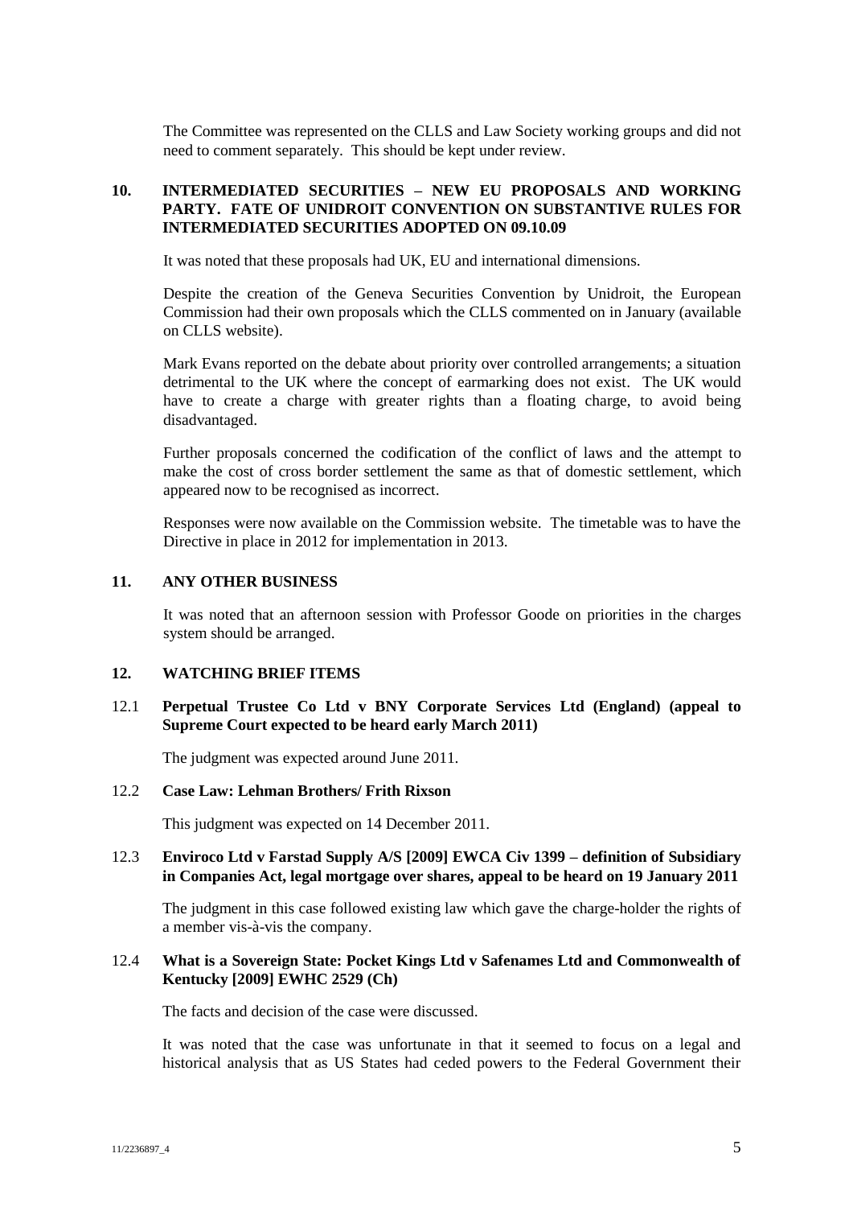The Committee was represented on the CLLS and Law Society working groups and did not need to comment separately. This should be kept under review.

## 10. INTERMEDIATED SECURITIES – NEW EU PROPOSALS AND WORKING PARTY. FATE OF UNIDROIT CONVENTION ON SUBSTANTIVE RULES FOR INTERMEDIATED SECURITIES ADOPTED ON 09.10.09

It was noted that these proposals had UK, EU and international dimensions.

Despite the creation of the Geneva Securities Convention by Unidroit, the European Commission had their own proposals which the CLLS commented on in January (available on CLLS website).

Mark Evans reported on the debate about priority over controlled arrangements; a situation detrimental to the UK where the concept of earmarking does not exist. The UK would have to create a charge with greater rights than a floating charge, to avoid being disadvantaged.

Further proposals concerned the codification of the conflict of laws and the attempt to make the cost of cross border settlement the same as that of domestic settlement, which appeared now to be recognised as incorrect.

Responses were now available on the Commission website. The timetable was to have the Directive in place in 2012 for implementation in 2013.

## 11. ANY OTHER BUSINESS

It was noted that an afternoon session with Professor Goode on priorities in the charges system should be arranged.

## 12. WATCHING BRIEF ITEMS

### 12.1 Perpetual Trustee Co Ltd v BNY Corporate Services Ltd (England) (appeal to Supreme Court expected to be heard early March 2011)

The judgment was expected around June 2011.

### 12.2 Case Law: Lehman Brothers/ Frith Rixson

This judgment was expected on 14 December 2011.

### 12.3 Enviroco Ltd v Farstad Supply A/S [2009] EWCA Civ 1399 – definition of Subsidiary in Companies Act, legal mortgage over shares, appeal to be heard on 19 January 2011

The judgment in this case followed existing law which gave the charge-holder the rights of a member vis-à-vis the company.

### 12.4 What is a Sovereign State: Pocket Kings Ltd v Safenames Ltd and Commonwealth of Kentucky [2009] EWHC 2529 (Ch)

The facts and decision of the case were discussed.

It was noted that the case was unfortunate in that it seemed to focus on a legal and historical analysis that as US States had ceded powers to the Federal Government their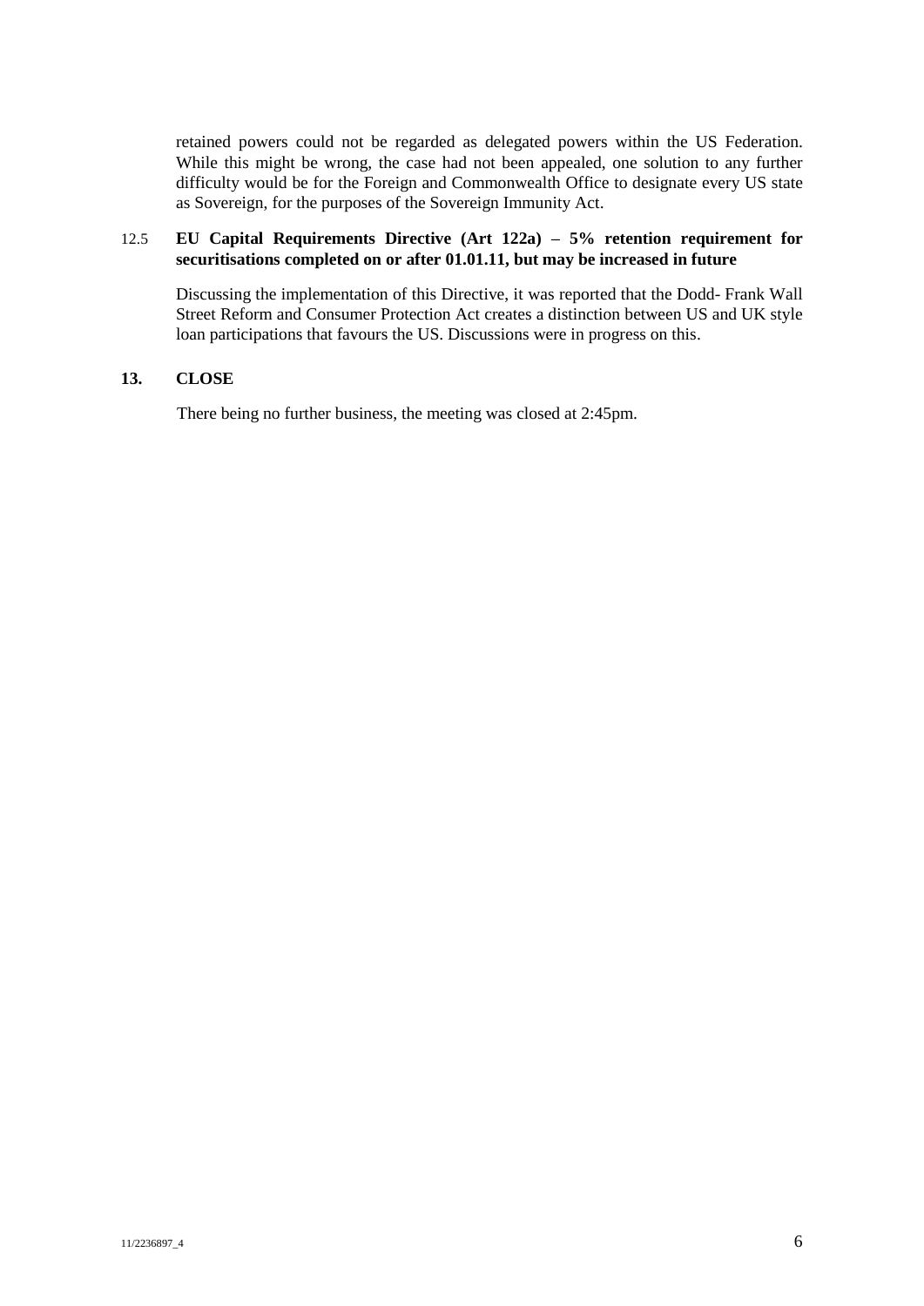retained powers could not be regarded as delegated powers within the US Federation. While this might be wrong, the case had not been appealed, one solution to any further difficulty would be for the Foreign and Commonwealth Office to designate every US state as Sovereign, for the purposes of the Sovereign Immunity Act.

12.5 **EU Capital Requirements Directive (Art 122a) – 5% retention requirement for securitisations completed on or after 01.01.11, but may be increased in future**

Discussing the implementation of this Directive, it was reported that the Dodd- Frank Wall Street Reform and Consumer Protection Act creates a distinction between US and UK style loan participations that favours the US. Discussions were in progress on this.

## 13. CLOSE

There being no further business, the meeting was closed at 2:45pm.